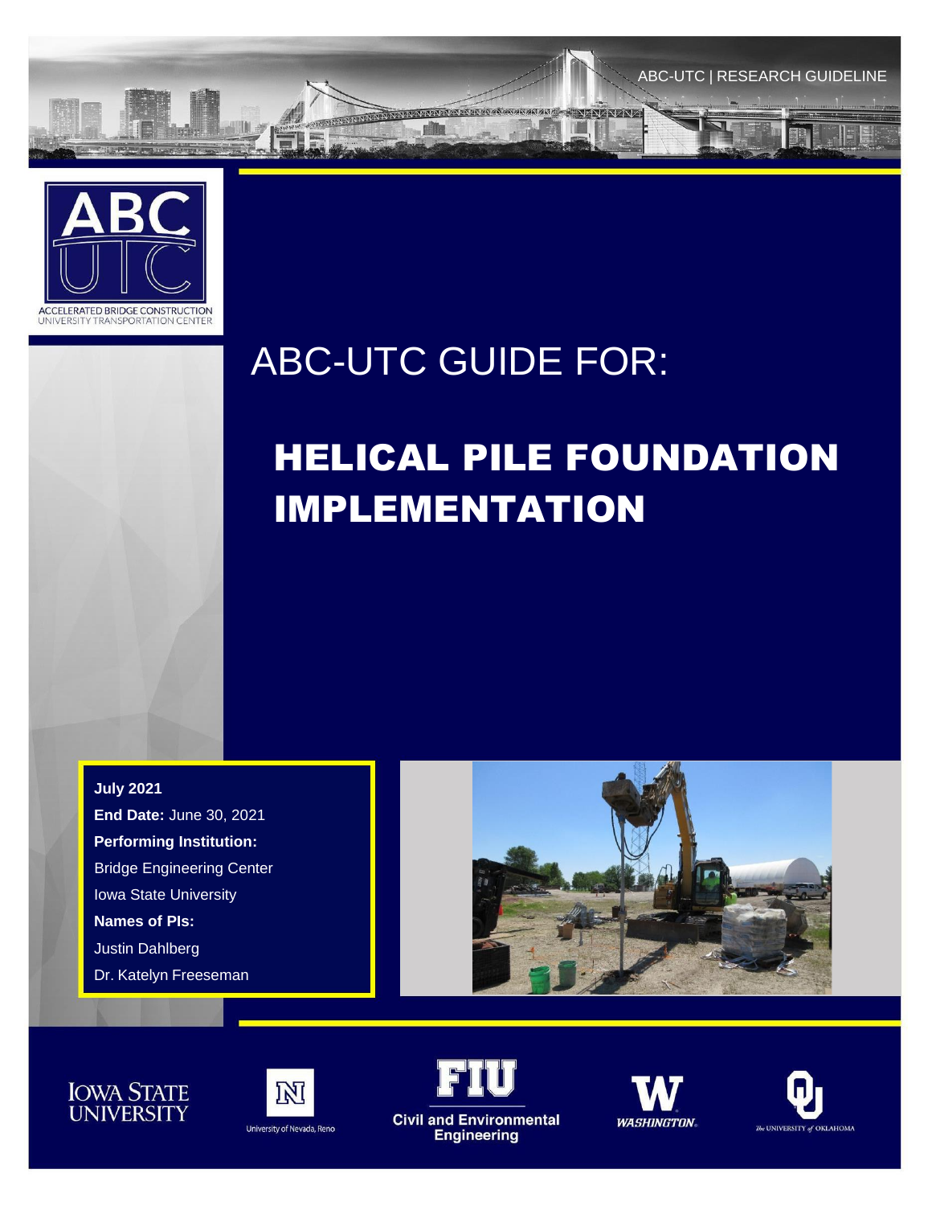ABC-UTC | RESEARCH GUIDELINE

ACCELERATED BRIDGE CONSTRUCTION
UNIVERSITY TRANSPORTATION CENTER

# ABC-UTC GUIDE FOR:

# HELICAL PILE FOUNDATION IMPLEMENTATION

**July 2021**

**End Date:** June 30, 2021

**Performing Institution:**

Bridge Engineering Center

Iowa State University

**Names of PIs:**

Justin Dahlberg

Dr. Katelyn Freeseman

Iowa State University

University of Nevada, Reno

FIU Civil and Environmental Engineering

Washington

The University of Oklahoma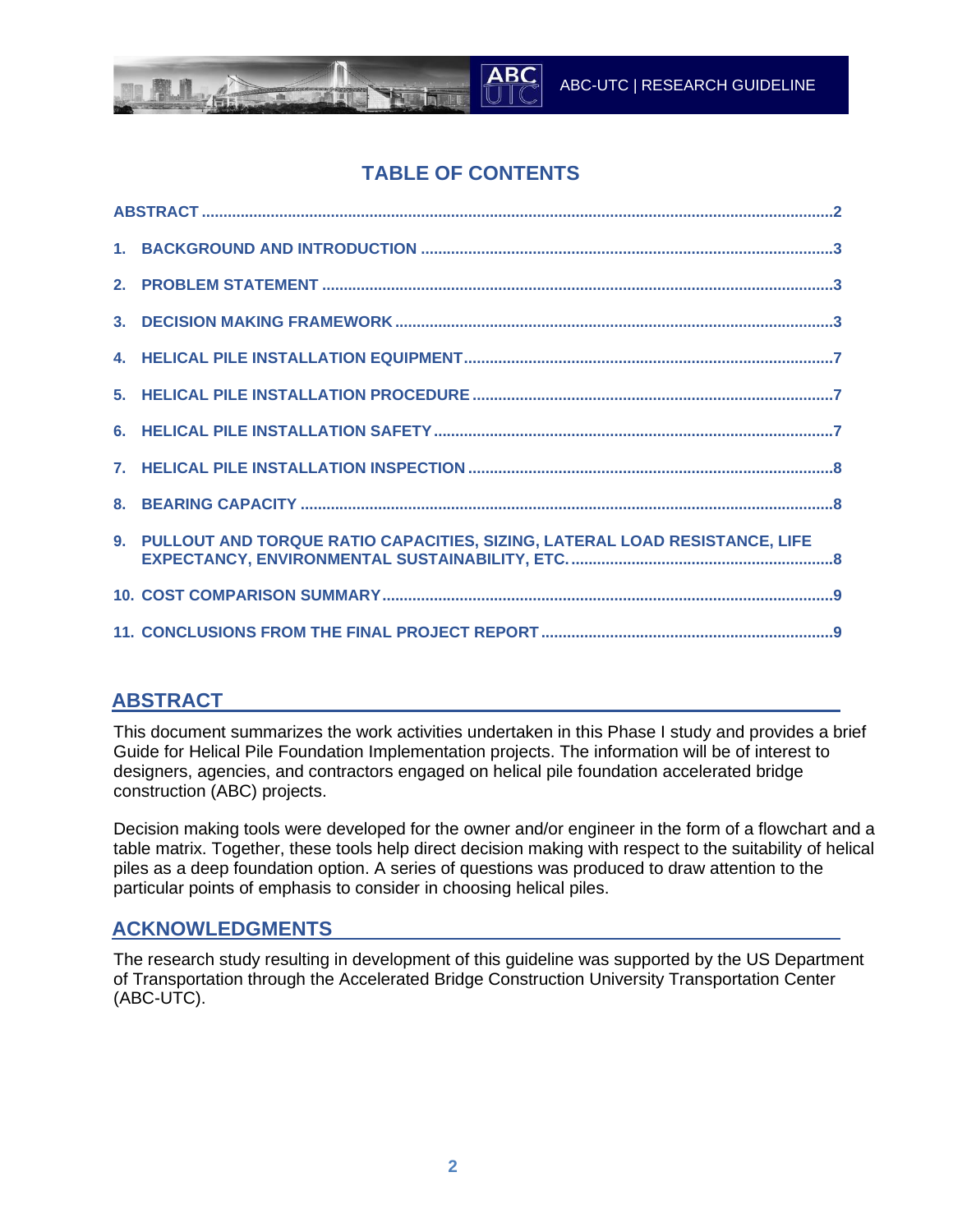## TABLE OF CONTENTS

ABSTRACT ....................................................................2

1. BACKGROUND AND INTRODUCTION ....................................................................3
2. PROBLEM STATEMENT ....................................................................3
3. DECISION MAKING FRAMEWORK ....................................................................3
4. HELICAL PILE INSTALLATION EQUIPMENT ....................................................................7
5. HELICAL PILE INSTALLATION PROCEDURE ....................................................................7
6. HELICAL PILE INSTALLATION SAFETY ....................................................................7
7. HELICAL PILE INSTALLATION INSPECTION ....................................................................8
8. BEARING CAPACITY ....................................................................8
9. PULLOUT AND TORQUE RATIO CAPACITIES, SIZING, LATERAL LOAD RESISTANCE, LIFE EXPECTANCY, ENVIRONMENTAL SUSTAINABILITY, ETC. ....................................................................8
10. COST COMPARISON SUMMARY ....................................................................9
11. CONCLUSIONS FROM THE FINAL PROJECT REPORT ....................................................................9

## ABSTRACT

This document summarizes the work activities undertaken in this Phase I study and provides a brief Guide for Helical Pile Foundation Implementation projects. The information will be of interest to designers, agencies, and contractors engaged on helical pile foundation accelerated bridge construction (ABC) projects.

Decision making tools were developed for the owner and/or engineer in the form of a flowchart and a table matrix. Together, these tools help direct decision making with respect to the suitability of helical piles as a deep foundation option. A series of questions was produced to draw attention to the particular points of emphasis to consider in choosing helical piles.

## ACKNOWLEDGMENTS

The research study resulting in development of this guideline was supported by the US Department of Transportation through the Accelerated Bridge Construction University Transportation Center (ABC-UTC).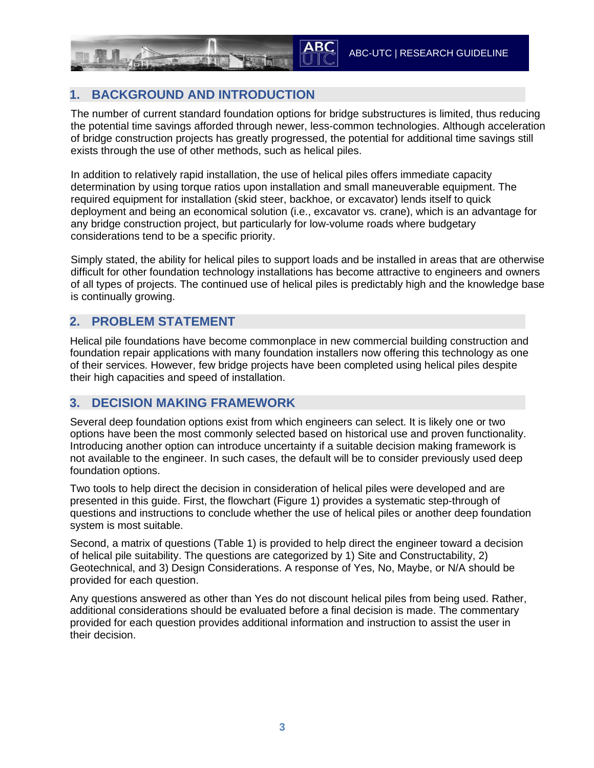## 1. BACKGROUND AND INTRODUCTION

The number of current standard foundation options for bridge substructures is limited, thus reducing the potential time savings afforded through newer, less-common technologies. Although acceleration of bridge construction projects has greatly progressed, the potential for additional time savings still exists through the use of other methods, such as helical piles.

In addition to relatively rapid installation, the use of helical piles offers immediate capacity determination by using torque ratios upon installation and small maneuverable equipment. The required equipment for installation (skid steer, backhoe, or excavator) lends itself to quick deployment and being an economical solution (i.e., excavator vs. crane), which is an advantage for any bridge construction project, but particularly for low-volume roads where budgetary considerations tend to be a specific priority.

Simply stated, the ability for helical piles to support loads and be installed in areas that are otherwise difficult for other foundation technology installations has become attractive to engineers and owners of all types of projects. The continued use of helical piles is predictably high and the knowledge base is continually growing.

## 2. PROBLEM STATEMENT

Helical pile foundations have become commonplace in new commercial building construction and foundation repair applications with many foundation installers now offering this technology as one of their services. However, few bridge projects have been completed using helical piles despite their high capacities and speed of installation.

## 3. DECISION MAKING FRAMEWORK

Several deep foundation options exist from which engineers can select. It is likely one or two options have been the most commonly selected based on historical use and proven functionality. Introducing another option can introduce uncertainty if a suitable decision making framework is not available to the engineer. In such cases, the default will be to consider previously used deep foundation options.

Two tools to help direct the decision in consideration of helical piles were developed and are presented in this guide. First, the flowchart (Figure 1) provides a systematic step-through of questions and instructions to conclude whether the use of helical piles or another deep foundation system is most suitable.

Second, a matrix of questions (Table 1) is provided to help direct the engineer toward a decision of helical pile suitability. The questions are categorized by 1) Site and Constructability, 2) Geotechnical, and 3) Design Considerations. A response of Yes, No, Maybe, or N/A should be provided for each question.

Any questions answered as other than Yes do not discount helical piles from being used. Rather, additional considerations should be evaluated before a final decision is made. The commentary provided for each question provides additional information and instruction to assist the user in their decision.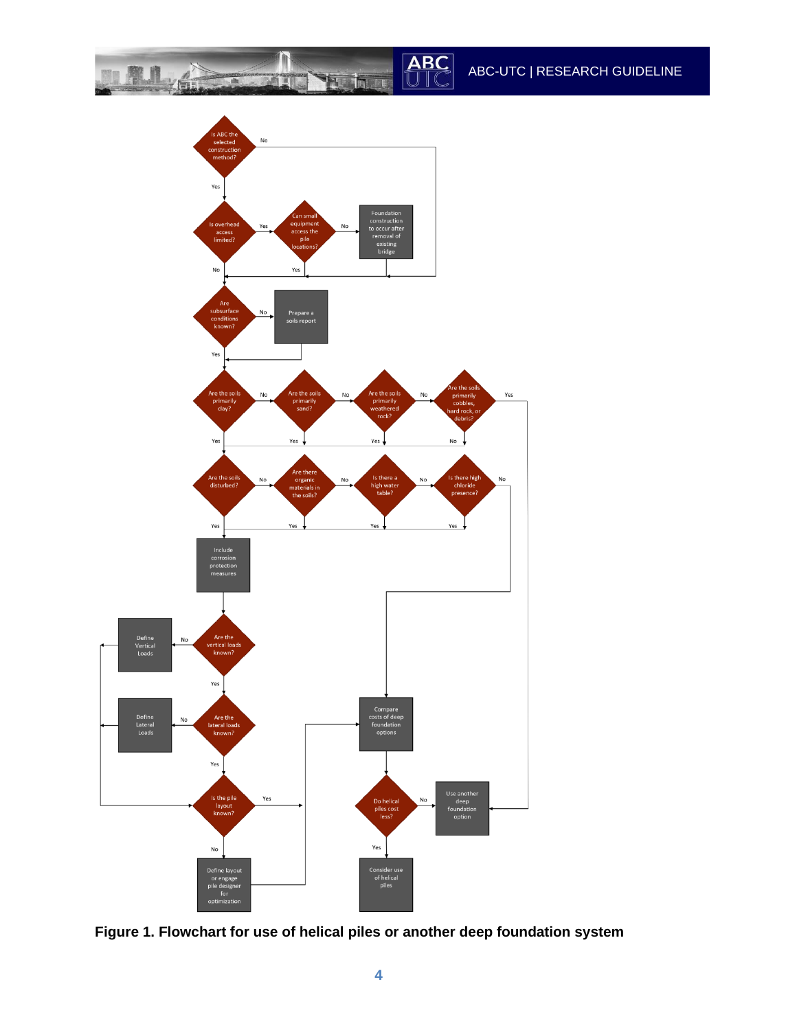Is ABC the selected construction method?

No

Yes

Is overhead access limited?

Yes

Can small equipment access the pile locations?

No

Foundation construction to occur after removal of existing bridge

No

Yes

Are subsurface conditions known?

No

Prepare a soils report

Yes

Are the soils primarily clay?

No

Are the soils primarily sand?

No

Are the soils primarily weathered rock?

No

Are the soils primarily cobbles, hard rock, or debris?

Yes

Yes

Yes

Yes

No

Are the soils disturbed?

No

Are there organic materials in the soils?

No

Is there a high water table?

No

Is there high chloride presence?

No

Yes

Yes

Yes

Yes

Include corrosion protection measures

Define Vertical Loads

No

Are the vertical loads known?

Yes

Define Lateral Loads

No

Are the lateral loads known?

Yes

Compare costs of deep foundation options

Is the pile layout known?

Yes

Do helical piles cost less?

No

Use another deep foundation option

No

Yes

Define layout or engage pile designer for optimization

Consider use of helical piles

**Figure 1. Flowchart for use of helical piles or another deep foundation system**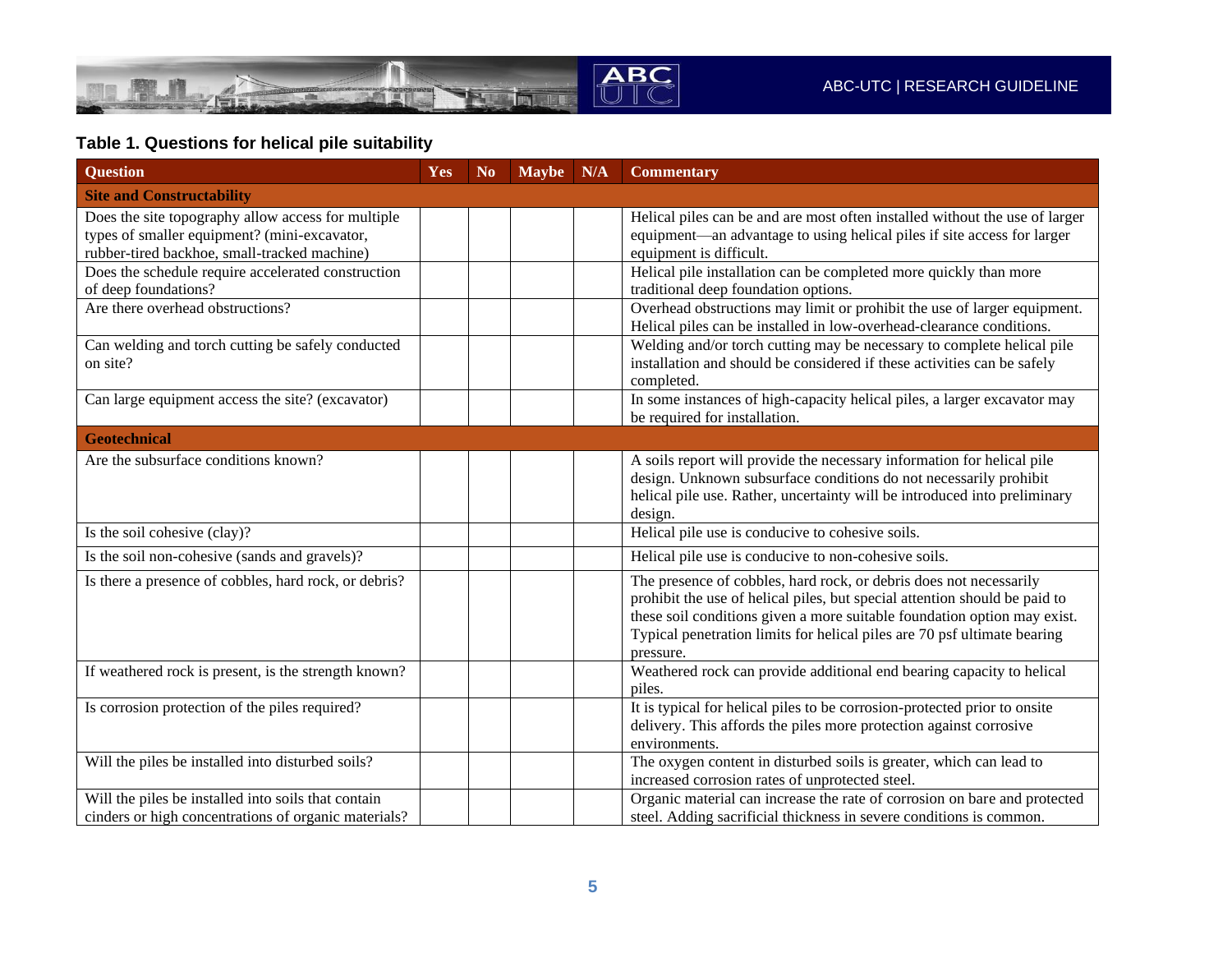**Table 1. Questions for helical pile suitability**

| Question | Yes | No | Maybe | N/A | Commentary |
|---|---|---|---|---|---|
| **Site and Constructability** | | | | | |
| Does the site topography allow access for multiple types of smaller equipment? (mini-excavator, rubber-tired backhoe, small-tracked machine) | | | | | Helical piles can be and are most often installed without the use of larger equipment—an advantage to using helical piles if site access for larger equipment is difficult. |
| Does the schedule require accelerated construction of deep foundations? | | | | | Helical pile installation can be completed more quickly than more traditional deep foundation options. |
| Are there overhead obstructions? | | | | | Overhead obstructions may limit or prohibit the use of larger equipment. Helical piles can be installed in low-overhead-clearance conditions. |
| Can welding and torch cutting be safely conducted on site? | | | | | Welding and/or torch cutting may be necessary to complete helical pile installation and should be considered if these activities can be safely completed. |
| Can large equipment access the site? (excavator) | | | | | In some instances of high-capacity helical piles, a larger excavator may be required for installation. |
| **Geotechnical** | | | | | |
| Are the subsurface conditions known? | | | | | A soils report will provide the necessary information for helical pile design. Unknown subsurface conditions do not necessarily prohibit helical pile use. Rather, uncertainty will be introduced into preliminary design. |
| Is the soil cohesive (clay)? | | | | | Helical pile use is conducive to cohesive soils. |
| Is the soil non-cohesive (sands and gravels)? | | | | | Helical pile use is conducive to non-cohesive soils. |
| Is there a presence of cobbles, hard rock, or debris? | | | | | The presence of cobbles, hard rock, or debris does not necessarily prohibit the use of helical piles, but special attention should be paid to these soil conditions given a more suitable foundation option may exist. Typical penetration limits for helical piles are 70 psf ultimate bearing pressure. |
| If weathered rock is present, is the strength known? | | | | | Weathered rock can provide additional end bearing capacity to helical piles. |
| Is corrosion protection of the piles required? | | | | | It is typical for helical piles to be corrosion-protected prior to onsite delivery. This affords the piles more protection against corrosive environments. |
| Will the piles be installed into disturbed soils? | | | | | The oxygen content in disturbed soils is greater, which can lead to increased corrosion rates of unprotected steel. |
| Will the piles be installed into soils that contain cinders or high concentrations of organic materials? | | | | | Organic material can increase the rate of corrosion on bare and protected steel. Adding sacrificial thickness in severe conditions is common. |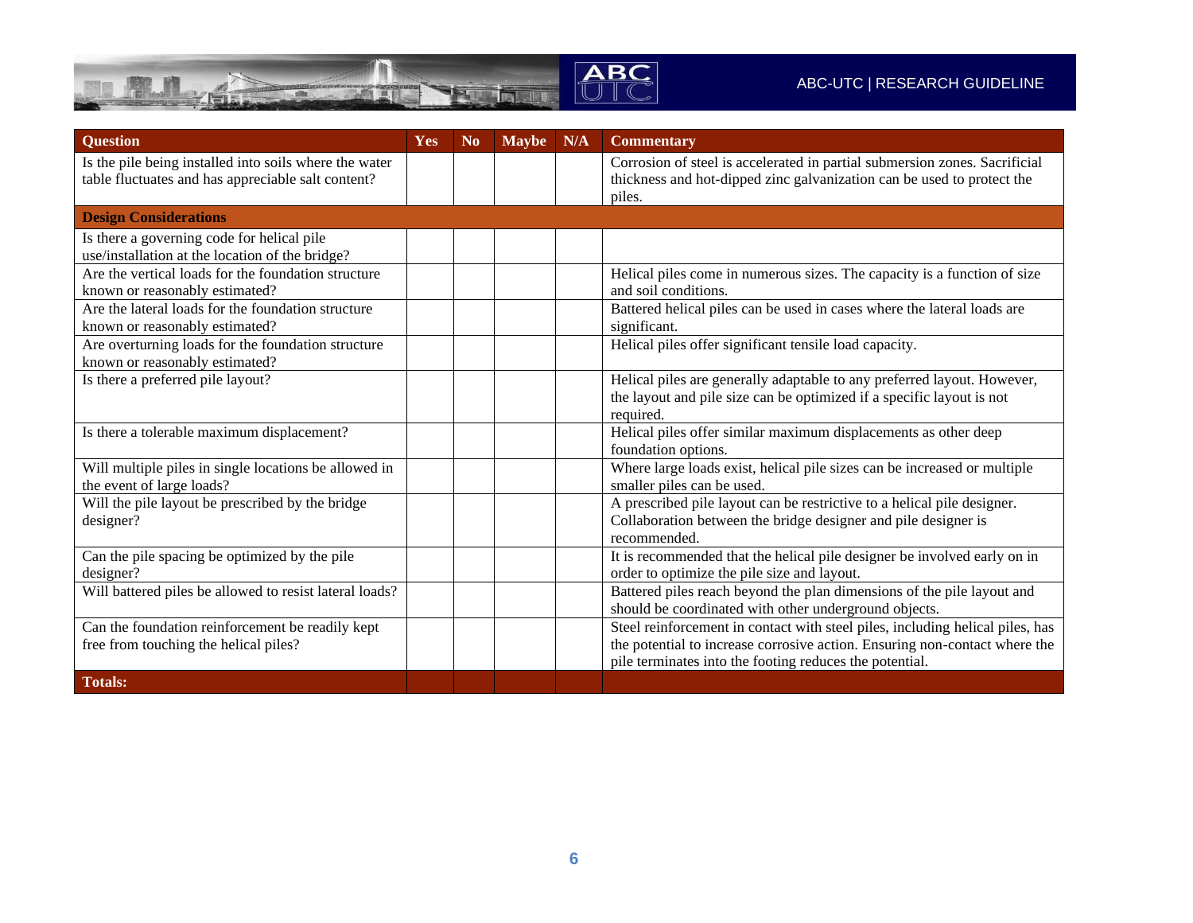| Question | Yes | No | Maybe | N/A | Commentary |
|---|---|---|---|---|---|
| Is the pile being installed into soils where the water table fluctuates and has appreciable salt content? | | | | | Corrosion of steel is accelerated in partial submersion zones. Sacrificial thickness and hot-dipped zinc galvanization can be used to protect the piles. |
| **Design Considerations** | | | | | |
| Is there a governing code for helical pile use/installation at the location of the bridge? | | | | | |
| Are the vertical loads for the foundation structure known or reasonably estimated? | | | | | Helical piles come in numerous sizes. The capacity is a function of size and soil conditions. |
| Are the lateral loads for the foundation structure known or reasonably estimated? | | | | | Battered helical piles can be used in cases where the lateral loads are significant. |
| Are overturning loads for the foundation structure known or reasonably estimated? | | | | | Helical piles offer significant tensile load capacity. |
| Is there a preferred pile layout? | | | | | Helical piles are generally adaptable to any preferred layout. However, the layout and pile size can be optimized if a specific layout is not required. |
| Is there a tolerable maximum displacement? | | | | | Helical piles offer similar maximum displacements as other deep foundation options. |
| Will multiple piles in single locations be allowed in the event of large loads? | | | | | Where large loads exist, helical pile sizes can be increased or multiple smaller piles can be used. |
| Will the pile layout be prescribed by the bridge designer? | | | | | A prescribed pile layout can be restrictive to a helical pile designer. Collaboration between the bridge designer and pile designer is recommended. |
| Can the pile spacing be optimized by the pile designer? | | | | | It is recommended that the helical pile designer be involved early on in order to optimize the pile size and layout. |
| Will battered piles be allowed to resist lateral loads? | | | | | Battered piles reach beyond the plan dimensions of the pile layout and should be coordinated with other underground objects. |
| Can the foundation reinforcement be readily kept free from touching the helical piles? | | | | | Steel reinforcement in contact with steel piles, including helical piles, has the potential to increase corrosive action. Ensuring non-contact where the pile terminates into the footing reduces the potential. |
| **Totals:** | | | | | |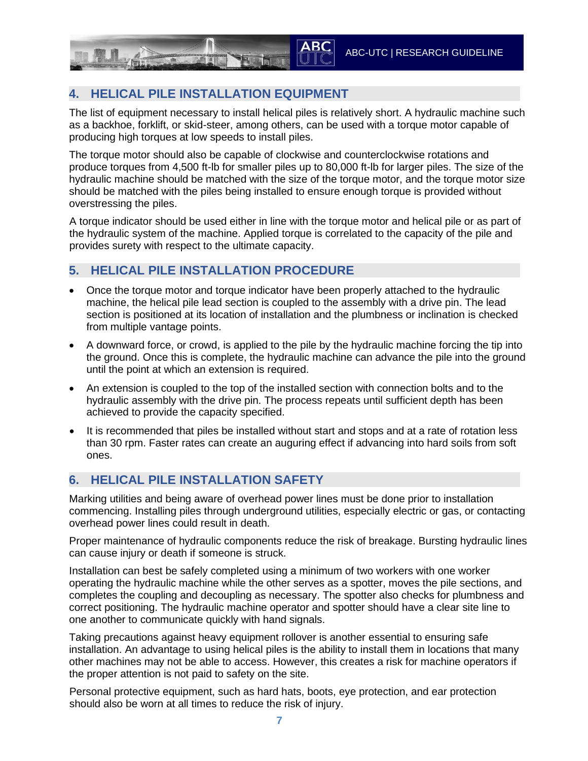## 4. HELICAL PILE INSTALLATION EQUIPMENT

The list of equipment necessary to install helical piles is relatively short. A hydraulic machine such as a backhoe, forklift, or skid-steer, among others, can be used with a torque motor capable of producing high torques at low speeds to install piles.

The torque motor should also be capable of clockwise and counterclockwise rotations and produce torques from 4,500 ft-lb for smaller piles up to 80,000 ft-lb for larger piles. The size of the hydraulic machine should be matched with the size of the torque motor, and the torque motor size should be matched with the piles being installed to ensure enough torque is provided without overstressing the piles.

A torque indicator should be used either in line with the torque motor and helical pile or as part of the hydraulic system of the machine. Applied torque is correlated to the capacity of the pile and provides surety with respect to the ultimate capacity.

## 5. HELICAL PILE INSTALLATION PROCEDURE

- Once the torque motor and torque indicator have been properly attached to the hydraulic machine, the helical pile lead section is coupled to the assembly with a drive pin. The lead section is positioned at its location of installation and the plumbness or inclination is checked from multiple vantage points.
- A downward force, or crowd, is applied to the pile by the hydraulic machine forcing the tip into the ground. Once this is complete, the hydraulic machine can advance the pile into the ground until the point at which an extension is required.
- An extension is coupled to the top of the installed section with connection bolts and to the hydraulic assembly with the drive pin. The process repeats until sufficient depth has been achieved to provide the capacity specified.
- It is recommended that piles be installed without start and stops and at a rate of rotation less than 30 rpm. Faster rates can create an auguring effect if advancing into hard soils from soft ones.

## 6. HELICAL PILE INSTALLATION SAFETY

Marking utilities and being aware of overhead power lines must be done prior to installation commencing. Installing piles through underground utilities, especially electric or gas, or contacting overhead power lines could result in death.

Proper maintenance of hydraulic components reduce the risk of breakage. Bursting hydraulic lines can cause injury or death if someone is struck.

Installation can best be safely completed using a minimum of two workers with one worker operating the hydraulic machine while the other serves as a spotter, moves the pile sections, and completes the coupling and decoupling as necessary. The spotter also checks for plumbness and correct positioning. The hydraulic machine operator and spotter should have a clear site line to one another to communicate quickly with hand signals.

Taking precautions against heavy equipment rollover is another essential to ensuring safe installation. An advantage to using helical piles is the ability to install them in locations that many other machines may not be able to access. However, this creates a risk for machine operators if the proper attention is not paid to safety on the site.

Personal protective equipment, such as hard hats, boots, eye protection, and ear protection should also be worn at all times to reduce the risk of injury.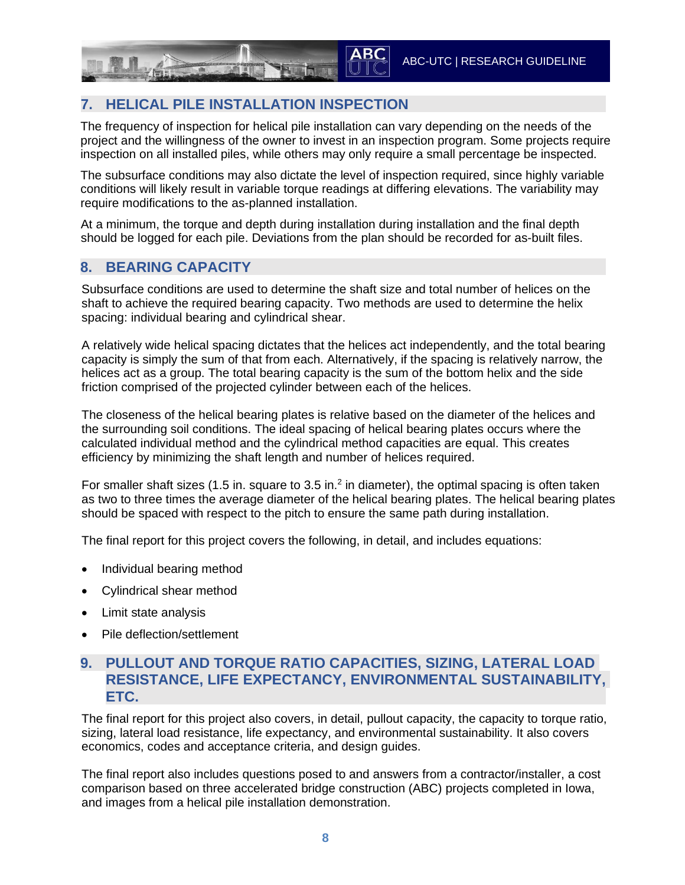## 7. HELICAL PILE INSTALLATION INSPECTION

The frequency of inspection for helical pile installation can vary depending on the needs of the project and the willingness of the owner to invest in an inspection program. Some projects require inspection on all installed piles, while others may only require a small percentage be inspected.

The subsurface conditions may also dictate the level of inspection required, since highly variable conditions will likely result in variable torque readings at differing elevations. The variability may require modifications to the as-planned installation.

At a minimum, the torque and depth during installation during installation and the final depth should be logged for each pile. Deviations from the plan should be recorded for as-built files.

## 8. BEARING CAPACITY

Subsurface conditions are used to determine the shaft size and total number of helices on the shaft to achieve the required bearing capacity. Two methods are used to determine the helix spacing: individual bearing and cylindrical shear.

A relatively wide helical spacing dictates that the helices act independently, and the total bearing capacity is simply the sum of that from each. Alternatively, if the spacing is relatively narrow, the helices act as a group. The total bearing capacity is the sum of the bottom helix and the side friction comprised of the projected cylinder between each of the helices.

The closeness of the helical bearing plates is relative based on the diameter of the helices and the surrounding soil conditions. The ideal spacing of helical bearing plates occurs where the calculated individual method and the cylindrical method capacities are equal. This creates efficiency by minimizing the shaft length and number of helices required.

For smaller shaft sizes (1.5 in. square to 3.5 in.[2] in diameter), the optimal spacing is often taken as two to three times the average diameter of the helical bearing plates. The helical bearing plates should be spaced with respect to the pitch to ensure the same path during installation.

The final report for this project covers the following, in detail, and includes equations:

- Individual bearing method
- Cylindrical shear method
- Limit state analysis
- Pile deflection/settlement

## 9. PULLOUT AND TORQUE RATIO CAPACITIES, SIZING, LATERAL LOAD RESISTANCE, LIFE EXPECTANCY, ENVIRONMENTAL SUSTAINABILITY, ETC.

The final report for this project also covers, in detail, pullout capacity, the capacity to torque ratio, sizing, lateral load resistance, life expectancy, and environmental sustainability. It also covers economics, codes and acceptance criteria, and design guides.

The final report also includes questions posed to and answers from a contractor/installer, a cost comparison based on three accelerated bridge construction (ABC) projects completed in Iowa, and images from a helical pile installation demonstration.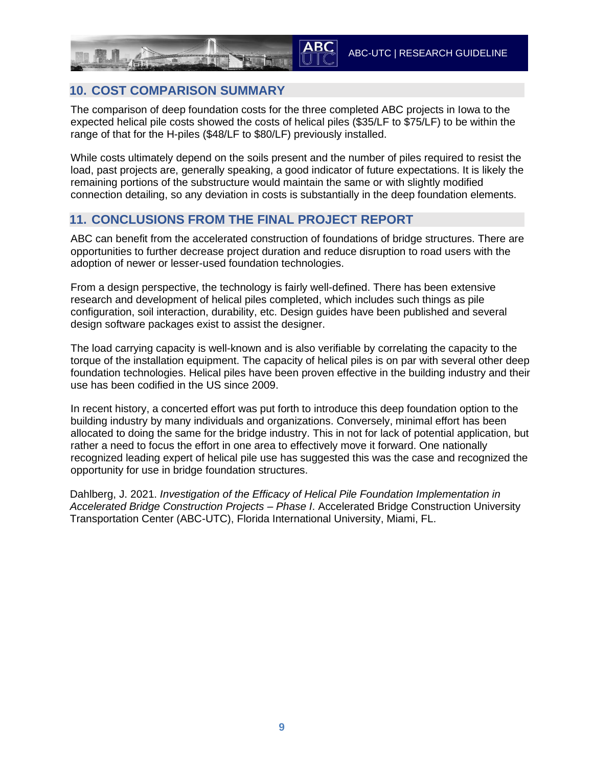## 10. COST COMPARISON SUMMARY

The comparison of deep foundation costs for the three completed ABC projects in Iowa to the expected helical pile costs showed the costs of helical piles ($35/LF to $75/LF) to be within the range of that for the H-piles ($48/LF to $80/LF) previously installed.

While costs ultimately depend on the soils present and the number of piles required to resist the load, past projects are, generally speaking, a good indicator of future expectations. It is likely the remaining portions of the substructure would maintain the same or with slightly modified connection detailing, so any deviation in costs is substantially in the deep foundation elements.

## 11. CONCLUSIONS FROM THE FINAL PROJECT REPORT

ABC can benefit from the accelerated construction of foundations of bridge structures. There are opportunities to further decrease project duration and reduce disruption to road users with the adoption of newer or lesser-used foundation technologies.

From a design perspective, the technology is fairly well-defined. There has been extensive research and development of helical piles completed, which includes such things as pile configuration, soil interaction, durability, etc. Design guides have been published and several design software packages exist to assist the designer.

The load carrying capacity is well-known and is also verifiable by correlating the capacity to the torque of the installation equipment. The capacity of helical piles is on par with several other deep foundation technologies. Helical piles have been proven effective in the building industry and their use has been codified in the US since 2009.

In recent history, a concerted effort was put forth to introduce this deep foundation option to the building industry by many individuals and organizations. Conversely, minimal effort has been allocated to doing the same for the bridge industry. This in not for lack of potential application, but rather a need to focus the effort in one area to effectively move it forward. One nationally recognized leading expert of helical pile use has suggested this was the case and recognized the opportunity for use in bridge foundation structures.

Dahlberg, J. 2021. *Investigation of the Efficacy of Helical Pile Foundation Implementation in Accelerated Bridge Construction Projects – Phase I*. Accelerated Bridge Construction University Transportation Center (ABC-UTC), Florida International University, Miami, FL.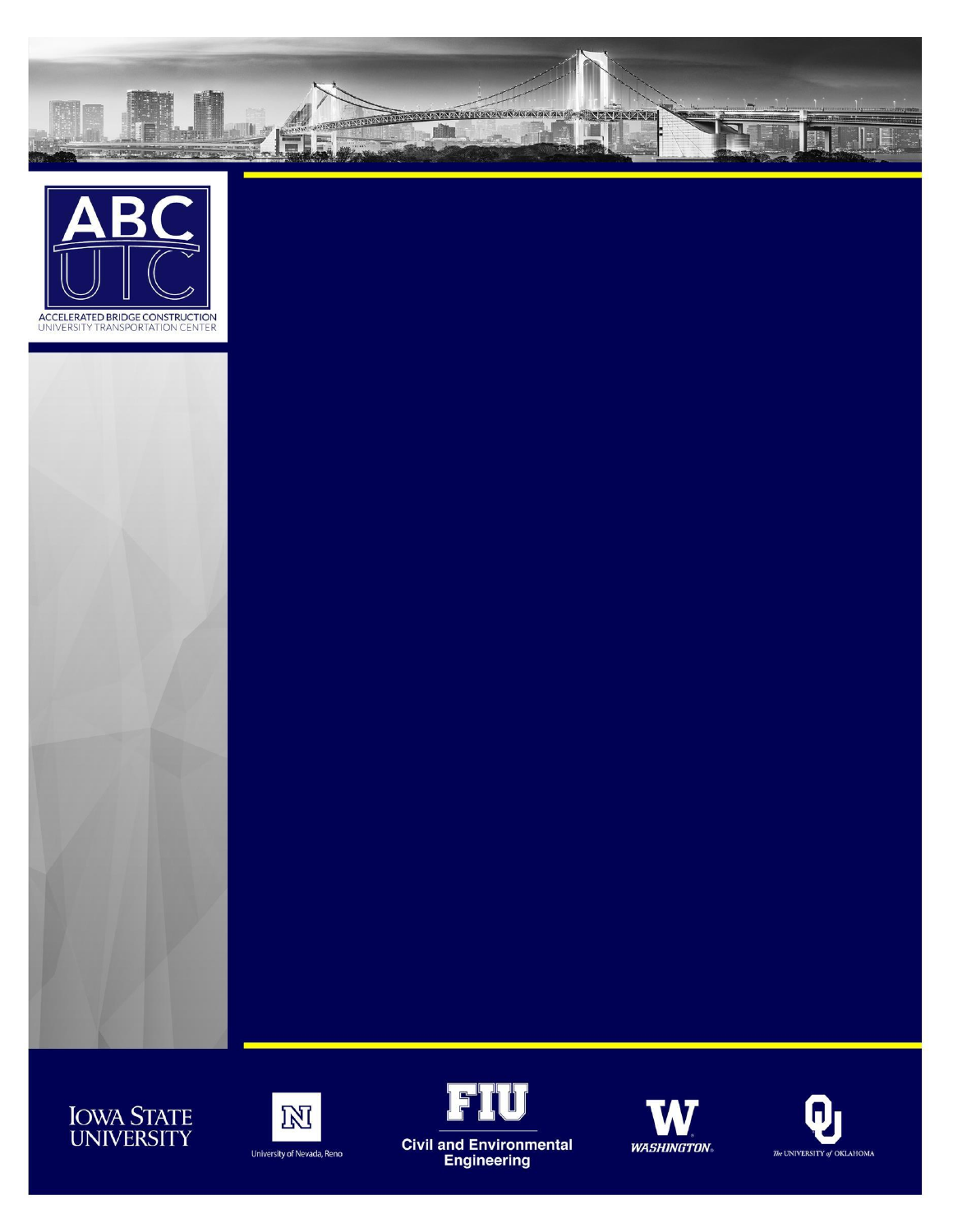ABC UTC

ACCELERATED BRIDGE CONSTRUCTION
UNIVERSITY TRANSPORTATION CENTER

IOWA STATE UNIVERSITY

University of Nevada, Reno

FIU
Civil and Environmental Engineering

W WASHINGTON

The UNIVERSITY of OKLAHOMA